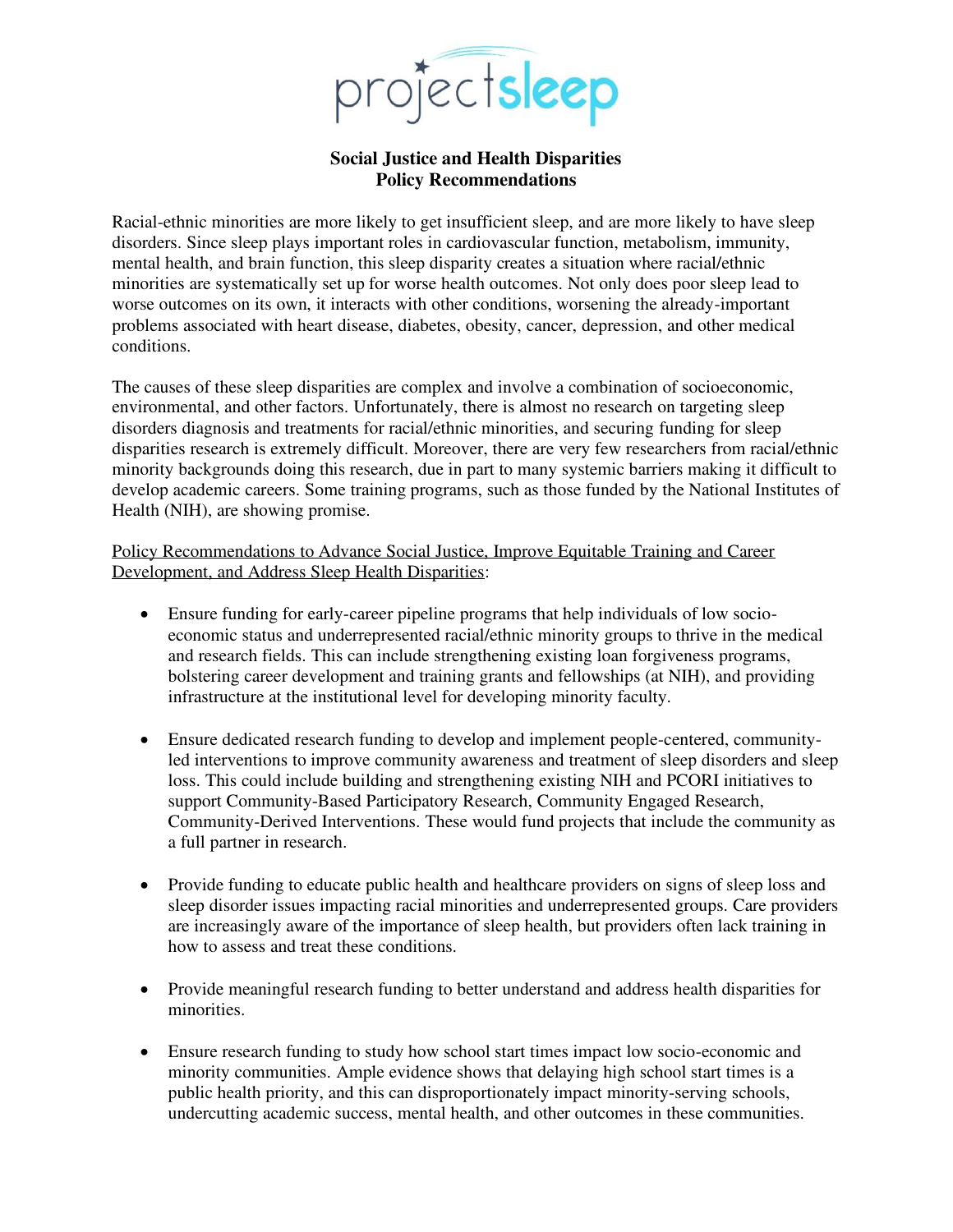projectsleep

# Social Justice and Health Disparities Policy Recommendations

Racial-ethnic minorities are more likely to get insufficient sleep, and are more likely to have sleep disorders. Since sleep plays important roles in cardiovascular function, metabolism, immunity, mental health, and brain function, this sleep disparity creates a situation where racial/ethnic minorities are systematically set up for worse health outcomes. Not only does poor sleep lead to worse outcomes on its own, it interacts with other conditions, worsening the already-important problems associated with heart disease, diabetes, obesity, cancer, depression, and other medical conditions.

The causes of these sleep disparities are complex and involve a combination of socioeconomic, environmental, and other factors. Unfortunately, there is almost no research on targeting sleep disorders diagnosis and treatments for racial/ethnic minorities, and securing funding for sleep disparities research is extremely difficult. Moreover, there are very few researchers from racial/ethnic minority backgrounds doing this research, due in part to many systemic barriers making it difficult to develop academic careers. Some training programs, such as those funded by the National Institutes of Health (NIH), are showing promise.

<u>Policy Recommendations to Advance Social Justice, Improve Equitable Training and Career Development, and Address Sleep Health Disparities</u>:

- Ensure funding for early-career pipeline programs that help individuals of low socio-economic status and underrepresented racial/ethnic minority groups to thrive in the medical and research fields. This can include strengthening existing loan forgiveness programs, bolstering career development and training grants and fellowships (at NIH), and providing infrastructure at the institutional level for developing minority faculty.

- Ensure dedicated research funding to develop and implement people-centered, community-led interventions to improve community awareness and treatment of sleep disorders and sleep loss. This could include building and strengthening existing NIH and PCORI initiatives to support Community-Based Participatory Research, Community Engaged Research, Community-Derived Interventions. These would fund projects that include the community as a full partner in research.

- Provide funding to educate public health and healthcare providers on signs of sleep loss and sleep disorder issues impacting racial minorities and underrepresented groups. Care providers are increasingly aware of the importance of sleep health, but providers often lack training in how to assess and treat these conditions.

- Provide meaningful research funding to better understand and address health disparities for minorities.

- Ensure research funding to study how school start times impact low socio-economic and minority communities. Ample evidence shows that delaying high school start times is a public health priority, and this can disproportionately impact minority-serving schools, undercutting academic success, mental health, and other outcomes in these communities.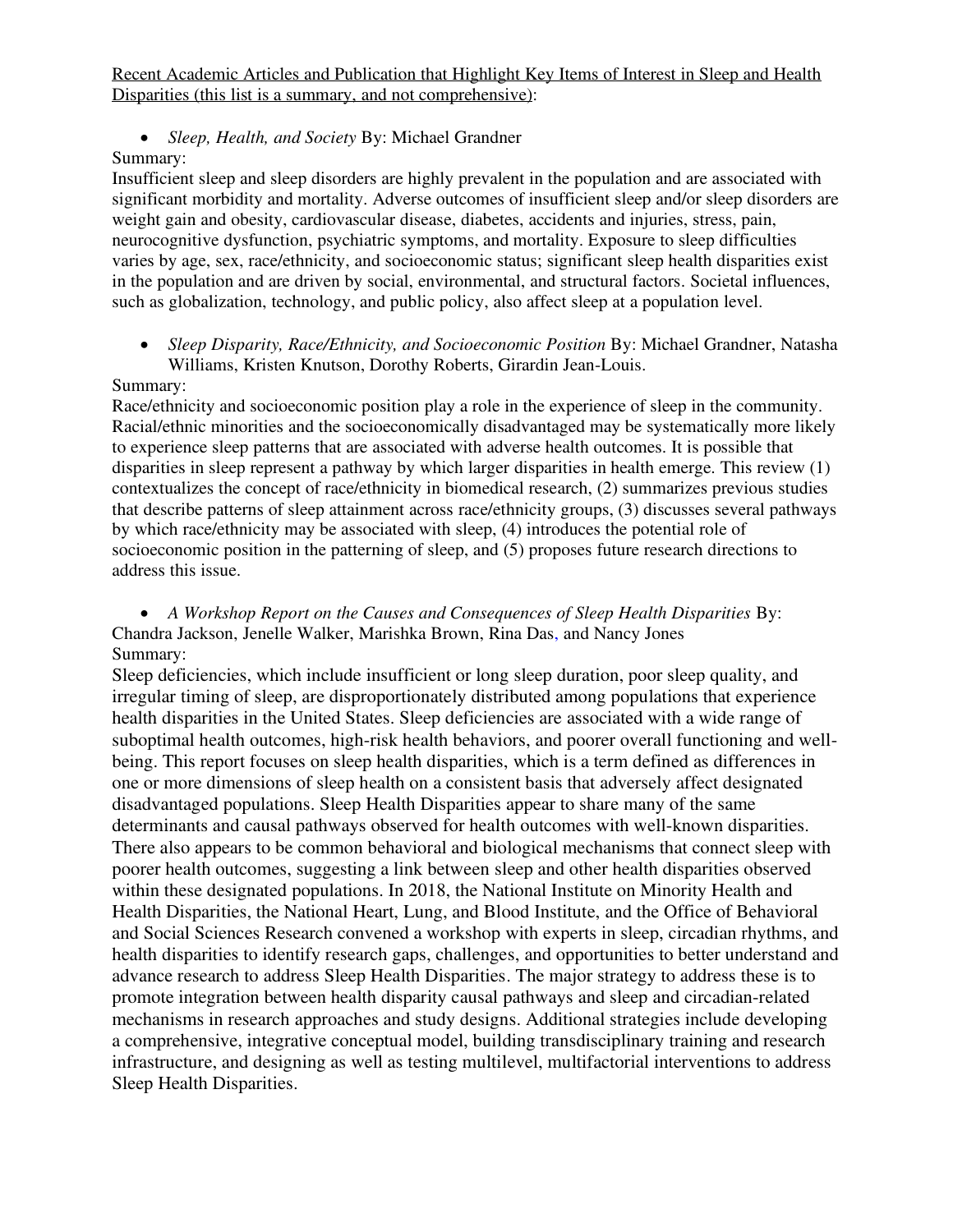<u>Recent Academic Articles and Publication that Highlight Key Items of Interest in Sleep and Health Disparities (this list is a summary, and not comprehensive)</u>:

- *Sleep, Health, and Society* By: Michael Grandner

Summary:
Insufficient sleep and sleep disorders are highly prevalent in the population and are associated with significant morbidity and mortality. Adverse outcomes of insufficient sleep and/or sleep disorders are weight gain and obesity, cardiovascular disease, diabetes, accidents and injuries, stress, pain, neurocognitive dysfunction, psychiatric symptoms, and mortality. Exposure to sleep difficulties varies by age, sex, race/ethnicity, and socioeconomic status; significant sleep health disparities exist in the population and are driven by social, environmental, and structural factors. Societal influences, such as globalization, technology, and public policy, also affect sleep at a population level.

- *Sleep Disparity, Race/Ethnicity, and Socioeconomic Position* By: Michael Grandner, Natasha Williams, Kristen Knutson, Dorothy Roberts, Girardin Jean-Louis.

Summary:
Race/ethnicity and socioeconomic position play a role in the experience of sleep in the community. Racial/ethnic minorities and the socioeconomically disadvantaged may be systematically more likely to experience sleep patterns that are associated with adverse health outcomes. It is possible that disparities in sleep represent a pathway by which larger disparities in health emerge. This review (1) contextualizes the concept of race/ethnicity in biomedical research, (2) summarizes previous studies that describe patterns of sleep attainment across race/ethnicity groups, (3) discusses several pathways by which race/ethnicity may be associated with sleep, (4) introduces the potential role of socioeconomic position in the patterning of sleep, and (5) proposes future research directions to address this issue.

- *A Workshop Report on the Causes and Consequences of Sleep Health Disparities* By: Chandra Jackson, Jenelle Walker, Marishka Brown, Rina Das, and Nancy Jones

Summary:
Sleep deficiencies, which include insufficient or long sleep duration, poor sleep quality, and irregular timing of sleep, are disproportionately distributed among populations that experience health disparities in the United States. Sleep deficiencies are associated with a wide range of suboptimal health outcomes, high-risk health behaviors, and poorer overall functioning and well-being. This report focuses on sleep health disparities, which is a term defined as differences in one or more dimensions of sleep health on a consistent basis that adversely affect designated disadvantaged populations. Sleep Health Disparities appear to share many of the same determinants and causal pathways observed for health outcomes with well-known disparities. There also appears to be common behavioral and biological mechanisms that connect sleep with poorer health outcomes, suggesting a link between sleep and other health disparities observed within these designated populations. In 2018, the National Institute on Minority Health and Health Disparities, the National Heart, Lung, and Blood Institute, and the Office of Behavioral and Social Sciences Research convened a workshop with experts in sleep, circadian rhythms, and health disparities to identify research gaps, challenges, and opportunities to better understand and advance research to address Sleep Health Disparities. The major strategy to address these is to promote integration between health disparity causal pathways and sleep and circadian-related mechanisms in research approaches and study designs. Additional strategies include developing a comprehensive, integrative conceptual model, building transdisciplinary training and research infrastructure, and designing as well as testing multilevel, multifactorial interventions to address Sleep Health Disparities.